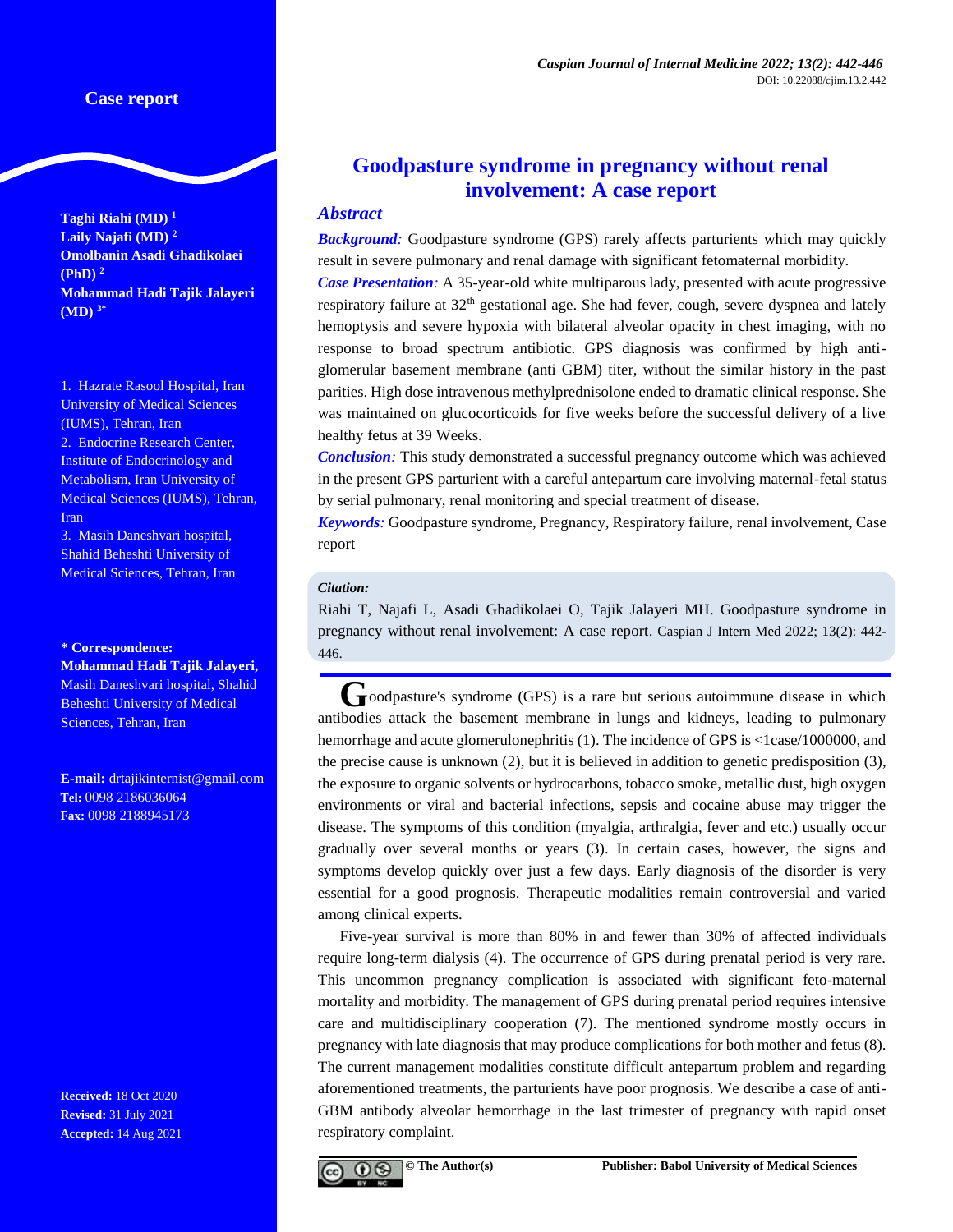Case report

# Goodpasture syndrome in pregnancy without renal involvement: A case report

**Taghi Riahi (MD)** [1]
**Laily Najafi (MD)** [2]
**Omolbanin Asadi Ghadikolaei (PhD)** [2]
**Mohammad Hadi Tajik Jalayeri (MD)** [3*]

1. Hazrate Rasool Hospital, Iran University of Medical Sciences (IUMS), Tehran, Iran
2. Endocrine Research Center, Institute of Endocrinology and Metabolism, Iran University of Medical Sciences (IUMS), Tehran, Iran
3. Masih Daneshvari hospital, Shahid Beheshti University of Medical Sciences, Tehran, Iran

**\* Correspondence:**
**Mohammad Hadi Tajik Jalayeri,** Masih Daneshvari hospital, Shahid Beheshti University of Medical Sciences, Tehran, Iran

**E-mail:** drtajikinternist@gmail.com
**Tel:** 0098 2186036064
**Fax:** 0098 2188945173

**Received:** 18 Oct 2020
**Revised:** 31 July 2021
**Accepted:** 14 Aug 2021

## *Abstract*

***Background:*** Goodpasture syndrome (GPS) rarely affects parturients which may quickly result in severe pulmonary and renal damage with significant fetomaternal morbidity.

***Case Presentation:*** A 35-year-old white multiparous lady, presented with acute progressive respiratory failure at 32th gestational age. She had fever, cough, severe dyspnea and lately hemoptysis and severe hypoxia with bilateral alveolar opacity in chest imaging, with no response to broad spectrum antibiotic. GPS diagnosis was confirmed by high anti-glomerular basement membrane (anti GBM) titer, without the similar history in the past parities. High dose intravenous methylprednisolone ended to dramatic clinical response. She was maintained on glucocorticoids for five weeks before the successful delivery of a live healthy fetus at 39 Weeks.

***Conclusion:*** This study demonstrated a successful pregnancy outcome which was achieved in the present GPS parturient with a careful antepartum care involving maternal-fetal status by serial pulmonary, renal monitoring and special treatment of disease.

***Keywords:*** Goodpasture syndrome, Pregnancy, Respiratory failure, renal involvement, Case report

***Citation:***
Riahi T, Najafi L, Asadi Ghadikolaei O, Tajik Jalayeri MH. Goodpasture syndrome in pregnancy without renal involvement: A case report. Caspian J Intern Med 2022; 13(2): 442-446.

Goodpasture's syndrome (GPS) is a rare but serious autoimmune disease in which antibodies attack the basement membrane in lungs and kidneys, leading to pulmonary hemorrhage and acute glomerulonephritis (1). The incidence of GPS is <1case/1000000, and the precise cause is unknown (2), but it is believed in addition to genetic predisposition (3), the exposure to organic solvents or hydrocarbons, tobacco smoke, metallic dust, high oxygen environments or viral and bacterial infections, sepsis and cocaine abuse may trigger the disease. The symptoms of this condition (myalgia, arthralgia, fever and etc.) usually occur gradually over several months or years (3). In certain cases, however, the signs and symptoms develop quickly over just a few days. Early diagnosis of the disorder is very essential for a good prognosis. Therapeutic modalities remain controversial and varied among clinical experts.

Five-year survival is more than 80% in and fewer than 30% of affected individuals require long-term dialysis (4). The occurrence of GPS during prenatal period is very rare. This uncommon pregnancy complication is associated with significant feto-maternal mortality and morbidity. The management of GPS during prenatal period requires intensive care and multidisciplinary cooperation (7). The mentioned syndrome mostly occurs in pregnancy with late diagnosis that may produce complications for both mother and fetus (8). The current management modalities constitute difficult antepartum problem and regarding aforementioned treatments, the parturients have poor prognosis. We describe a case of anti-GBM antibody alveolar hemorrhage in the last trimester of pregnancy with rapid onset respiratory complaint.

© The Author(s) Publisher: Babol University of Medical Sciences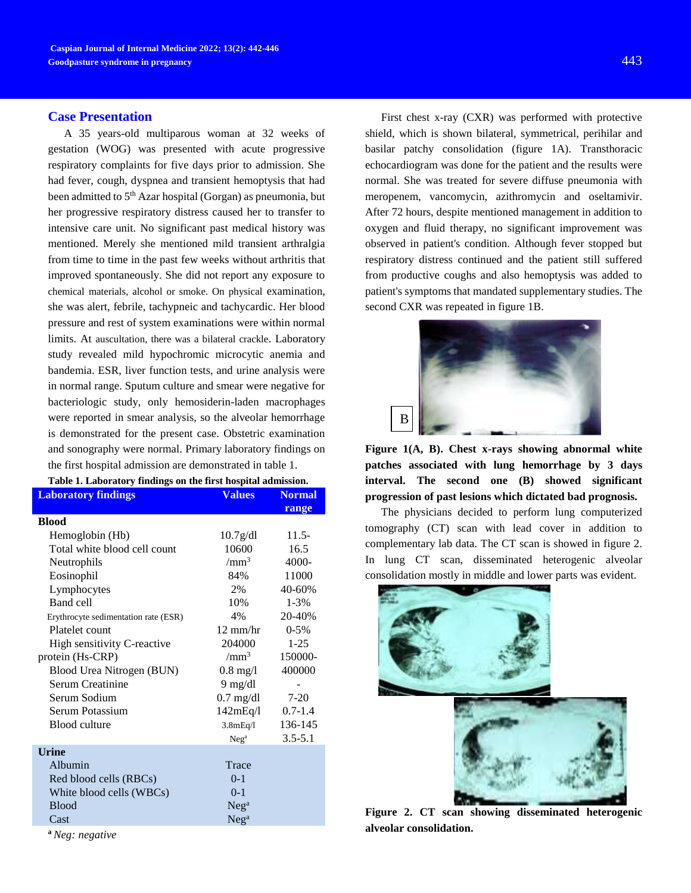## Case Presentation

A 35 years-old multiparous woman at 32 weeks of gestation (WOG) was presented with acute progressive respiratory complaints for five days prior to admission. She had fever, cough, dyspnea and transient hemoptysis that had been admitted to 5[th] Azar hospital (Gorgan) as pneumonia, but her progressive respiratory distress caused her to transfer to intensive care unit. No significant past medical history was mentioned. Merely she mentioned mild transient arthralgia from time to time in the past few weeks without arthritis that improved spontaneously. She did not report any exposure to chemical materials, alcohol or smoke. On physical examination, she was alert, febrile, tachypneic and tachycardic. Her blood pressure and rest of system examinations were within normal limits. At auscultation, there was a bilateral crackle. Laboratory study revealed mild hypochromic microcytic anemia and bandemia. ESR, liver function tests, and urine analysis were in normal range. Sputum culture and smear were negative for bacteriologic study, only hemosiderin-laden macrophages were reported in smear analysis, so the alveolar hemorrhage is demonstrated for the present case. Obstetric examination and sonography were normal. Primary laboratory findings on the first hospital admission are demonstrated in table 1.

**Table 1. Laboratory findings on the first hospital admission.**

| Laboratory findings | Values | Normal range |
|---|---|---|
| **Blood** | | |
| Hemoglobin (Hb) | 10.7g/dl | 11.5- |
| Total white blood cell count | 10600 | 16.5 |
| Neutrophils | /mm³ | 4000- |
| Eosinophil | 84% | 11000 |
| Lymphocytes | 2% | 40-60% |
| Band cell | 10% | 1-3% |
| Erythrocyte sedimentation rate (ESR) | 4% | 20-40% |
| Platelet count | 12 mm/hr | 0-5% |
| High sensitivity C-reactive | 204000 | 1-25 |
| protein (Hs-CRP) | /mm³ | 150000- |
| Blood Urea Nitrogen (BUN) | 0.8 mg/l | 400000 |
| Serum Creatinine | 9 mg/dl | - |
| Serum Sodium | 0.7 mg/dl | 7-20 |
| Serum Potassium | 142mEq/l | 0.7-1.4 |
| Blood culture | 3.8mEq/l | 136-145 |
| | Neg[a] | 3.5-5.1 |
| **Urine** | | |
| Albumin | Trace | |
| Red blood cells (RBCs) | 0-1 | |
| White blood cells (WBCs) | 0-1 | |
| Blood | Neg[a] | |
| Cast | Neg[a] | |

[a] *Neg: negative*

First chest x-ray (CXR) was performed with protective shield, which is shown bilateral, symmetrical, perihilar and basilar patchy consolidation (figure 1A). Transthoracic echocardiogram was done for the patient and the results were normal. She was treated for severe diffuse pneumonia with meropenem, vancomycin, azithromycin and oseltamivir. After 72 hours, despite mentioned management in addition to oxygen and fluid therapy, no significant improvement was observed in patient's condition. Although fever stopped but respiratory distress continued and the patient still suffered from productive coughs and also hemoptysis was added to patient's symptoms that mandated supplementary studies. The second CXR was repeated in figure 1B.

**Figure 1(A, B). Chest x-rays showing abnormal white patches associated with lung hemorrhage by 3 days interval. The second one (B) showed significant progression of past lesions which dictated bad prognosis.**

The physicians decided to perform lung computerized tomography (CT) scan with lead cover in addition to complementary lab data. The CT scan is showed in figure 2. In lung CT scan, disseminated heterogenic alveolar consolidation mostly in middle and lower parts was evident.

**Figure 2. CT scan showing disseminated heterogenic alveolar consolidation.**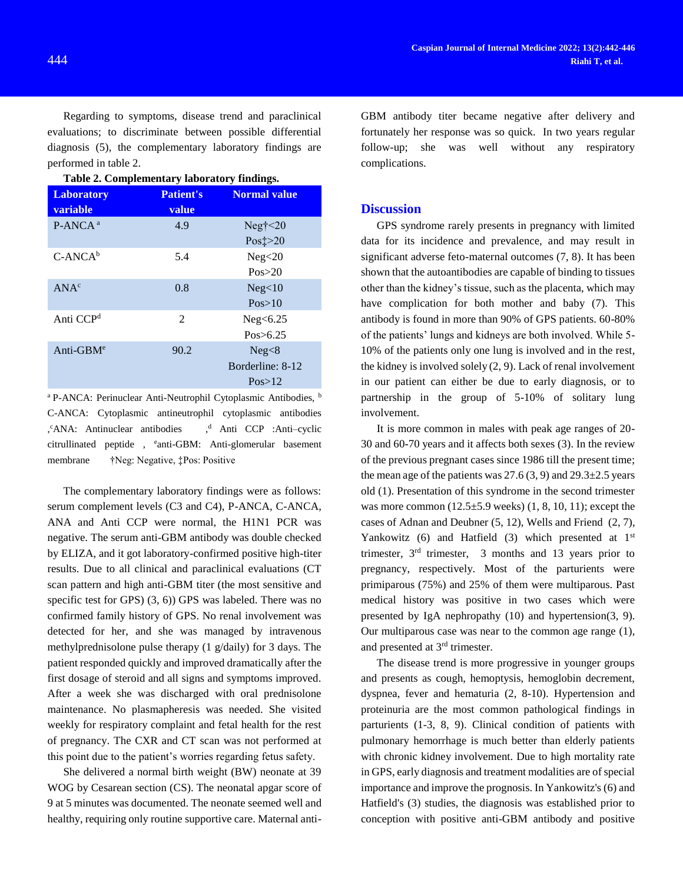Regarding to symptoms, disease trend and paraclinical evaluations; to discriminate between possible differential diagnosis (5), the complementary laboratory findings are performed in table 2.

**Table 2. Complementary laboratory findings.**

| Laboratory variable | Patient's value | Normal value |
|---|---|---|
| P-ANCA [a] | 4.9 | Neg†<20<br>Pos‡>20 |
| C-ANCA[b] | 5.4 | Neg<20<br>Pos>20 |
| ANA[c] | 0.8 | Neg<10<br>Pos>10 |
| Anti CCP[d] | 2 | Neg<6.25<br>Pos>6.25 |
| Anti-GBM[e] | 90.2 | Neg<8<br>Borderline: 8-12<br>Pos>12 |

[a] P-ANCA: Perinuclear Anti-Neutrophil Cytoplasmic Antibodies, [b] C-ANCA: Cytoplasmic antineutrophil cytoplasmic antibodies ,[c]ANA: Antinuclear antibodies ,[d] Anti CCP :Anti–cyclic citrullinated peptide , [e]anti-GBM: Anti-glomerular basement membrane †Neg: Negative, ‡Pos: Positive

The complementary laboratory findings were as follows: serum complement levels (C3 and C4), P-ANCA, C-ANCA, ANA and Anti CCP were normal, the H1N1 PCR was negative. The serum anti-GBM antibody was double checked by ELIZA, and it got laboratory-confirmed positive high-titer results. Due to all clinical and paraclinical evaluations (CT scan pattern and high anti-GBM titer (the most sensitive and specific test for GPS) (3, 6)) GPS was labeled. There was no confirmed family history of GPS. No renal involvement was detected for her, and she was managed by intravenous methylprednisolone pulse therapy (1 g/daily) for 3 days. The patient responded quickly and improved dramatically after the first dosage of steroid and all signs and symptoms improved. After a week she was discharged with oral prednisolone maintenance. No plasmapheresis was needed. She visited weekly for respiratory complaint and fetal health for the rest of pregnancy. The CXR and CT scan was not performed at this point due to the patient's worries regarding fetus safety.

She delivered a normal birth weight (BW) neonate at 39 WOG by Cesarean section (CS). The neonatal apgar score of 9 at 5 minutes was documented. The neonate seemed well and healthy, requiring only routine supportive care. Maternal anti-GBM antibody titer became negative after delivery and fortunately her response was so quick. In two years regular follow-up; she was well without any respiratory complications.

## Discussion

GPS syndrome rarely presents in pregnancy with limited data for its incidence and prevalence, and may result in significant adverse feto-maternal outcomes (7, 8). It has been shown that the autoantibodies are capable of binding to tissues other than the kidney's tissue, such as the placenta, which may have complication for both mother and baby (7). This antibody is found in more than 90% of GPS patients. 60-80% of the patients' lungs and kidneys are both involved. While 5-10% of the patients only one lung is involved and in the rest, the kidney is involved solely (2, 9). Lack of renal involvement in our patient can either be due to early diagnosis, or to partnership in the group of 5-10% of solitary lung involvement.

It is more common in males with peak age ranges of 20-30 and 60-70 years and it affects both sexes (3). In the review of the previous pregnant cases since 1986 till the present time; the mean age of the patients was 27.6 (3, 9) and 29.3±2.5 years old (1). Presentation of this syndrome in the second trimester was more common (12.5±5.9 weeks) (1, 8, 10, 11); except the cases of Adnan and Deubner (5, 12), Wells and Friend (2, 7), Yankowitz (6) and Hatfield (3) which presented at 1st trimester, 3rd trimester, 3 months and 13 years prior to pregnancy, respectively. Most of the parturients were primiparous (75%) and 25% of them were multiparous. Past medical history was positive in two cases which were presented by IgA nephropathy (10) and hypertension(3, 9). Our multiparous case was near to the common age range (1), and presented at 3rd trimester.

The disease trend is more progressive in younger groups and presents as cough, hemoptysis, hemoglobin decrement, dyspnea, fever and hematuria (2, 8-10). Hypertension and proteinuria are the most common pathological findings in parturients (1-3, 8, 9). Clinical condition of patients with pulmonary hemorrhage is much better than elderly patients with chronic kidney involvement. Due to high mortality rate in GPS, early diagnosis and treatment modalities are of special importance and improve the prognosis. In Yankowitz's (6) and Hatfield's (3) studies, the diagnosis was established prior to conception with positive anti-GBM antibody and positive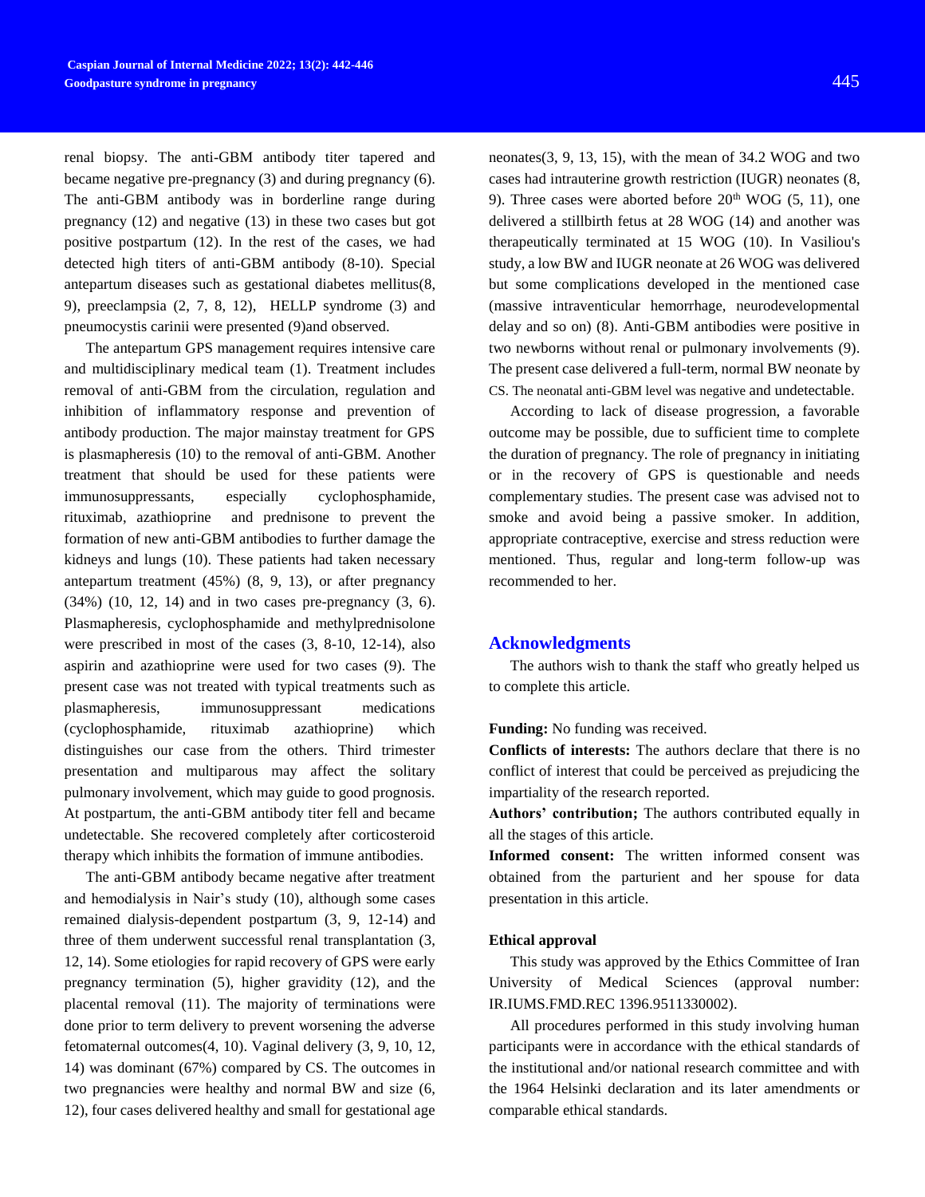renal biopsy. The anti-GBM antibody titer tapered and became negative pre-pregnancy (3) and during pregnancy (6). The anti-GBM antibody was in borderline range during pregnancy (12) and negative (13) in these two cases but got positive postpartum (12). In the rest of the cases, we had detected high titers of anti-GBM antibody (8-10). Special antepartum diseases such as gestational diabetes mellitus(8, 9), preeclampsia (2, 7, 8, 12), HELLP syndrome (3) and pneumocystis carinii were presented (9)and observed.

The antepartum GPS management requires intensive care and multidisciplinary medical team (1). Treatment includes removal of anti-GBM from the circulation, regulation and inhibition of inflammatory response and prevention of antibody production. The major mainstay treatment for GPS is plasmapheresis (10) to the removal of anti-GBM. Another treatment that should be used for these patients were immunosuppressants, especially cyclophosphamide, rituximab, azathioprine and prednisone to prevent the formation of new anti-GBM antibodies to further damage the kidneys and lungs (10). These patients had taken necessary antepartum treatment (45%) (8, 9, 13), or after pregnancy (34%) (10, 12, 14) and in two cases pre-pregnancy (3, 6). Plasmapheresis, cyclophosphamide and methylprednisolone were prescribed in most of the cases (3, 8-10, 12-14), also aspirin and azathioprine were used for two cases (9). The present case was not treated with typical treatments such as plasmapheresis, immunosuppressant medications (cyclophosphamide, rituximab azathioprine) which distinguishes our case from the others. Third trimester presentation and multiparous may affect the solitary pulmonary involvement, which may guide to good prognosis. At postpartum, the anti-GBM antibody titer fell and became undetectable. She recovered completely after corticosteroid therapy which inhibits the formation of immune antibodies.

The anti-GBM antibody became negative after treatment and hemodialysis in Nair's study (10), although some cases remained dialysis-dependent postpartum (3, 9, 12-14) and three of them underwent successful renal transplantation (3, 12, 14). Some etiologies for rapid recovery of GPS were early pregnancy termination (5), higher gravidity (12), and the placental removal (11). The majority of terminations were done prior to term delivery to prevent worsening the adverse fetomaternal outcomes(4, 10). Vaginal delivery (3, 9, 10, 12, 14) was dominant (67%) compared by CS. The outcomes in two pregnancies were healthy and normal BW and size (6, 12), four cases delivered healthy and small for gestational age neonates(3, 9, 13, 15), with the mean of 34.2 WOG and two cases had intrauterine growth restriction (IUGR) neonates (8, 9). Three cases were aborted before 20th WOG (5, 11), one delivered a stillbirth fetus at 28 WOG (14) and another was therapeutically terminated at 15 WOG (10). In Vasiliou's study, a low BW and IUGR neonate at 26 WOG was delivered but some complications developed in the mentioned case (massive intraventicular hemorrhage, neurodevelopmental delay and so on) (8). Anti-GBM antibodies were positive in two newborns without renal or pulmonary involvements (9). The present case delivered a full-term, normal BW neonate by CS. The neonatal anti-GBM level was negative and undetectable.

According to lack of disease progression, a favorable outcome may be possible, due to sufficient time to complete the duration of pregnancy. The role of pregnancy in initiating or in the recovery of GPS is questionable and needs complementary studies. The present case was advised not to smoke and avoid being a passive smoker. In addition, appropriate contraceptive, exercise and stress reduction were mentioned. Thus, regular and long-term follow-up was recommended to her.

## Acknowledgments

The authors wish to thank the staff who greatly helped us to complete this article.

**Funding:** No funding was received.

**Conflicts of interests:** The authors declare that there is no conflict of interest that could be perceived as prejudicing the impartiality of the research reported.

**Authors' contribution;** The authors contributed equally in all the stages of this article.

**Informed consent:** The written informed consent was obtained from the parturient and her spouse for data presentation in this article.

### Ethical approval

This study was approved by the Ethics Committee of Iran University of Medical Sciences (approval number: IR.IUMS.FMD.REC 1396.9511330002).

All procedures performed in this study involving human participants were in accordance with the ethical standards of the institutional and/or national research committee and with the 1964 Helsinki declaration and its later amendments or comparable ethical standards.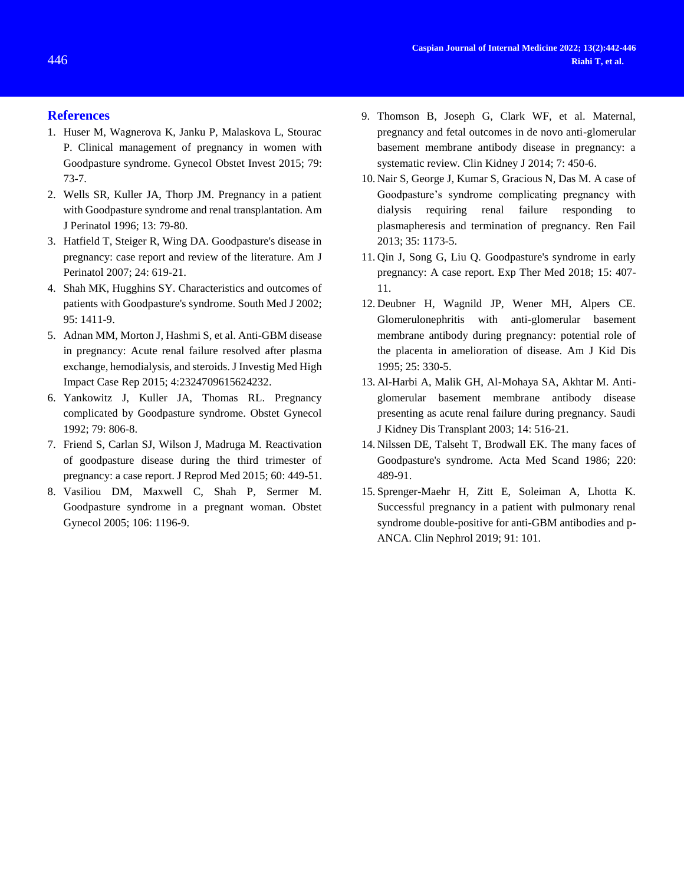## References

1. Huser M, Wagnerova K, Janku P, Malaskova L, Stourac P. Clinical management of pregnancy in women with Goodpasture syndrome. Gynecol Obstet Invest 2015; 79: 73-7.
2. Wells SR, Kuller JA, Thorp JM. Pregnancy in a patient with Goodpasture syndrome and renal transplantation. Am J Perinatol 1996; 13: 79-80.
3. Hatfield T, Steiger R, Wing DA. Goodpasture's disease in pregnancy: case report and review of the literature. Am J Perinatol 2007; 24: 619-21.
4. Shah MK, Hugghins SY. Characteristics and outcomes of patients with Goodpasture's syndrome. South Med J 2002; 95: 1411-9.
5. Adnan MM, Morton J, Hashmi S, et al. Anti-GBM disease in pregnancy: Acute renal failure resolved after plasma exchange, hemodialysis, and steroids. J Investig Med High Impact Case Rep 2015; 4:2324709615624232.
6. Yankowitz J, Kuller JA, Thomas RL. Pregnancy complicated by Goodpasture syndrome. Obstet Gynecol 1992; 79: 806-8.
7. Friend S, Carlan SJ, Wilson J, Madruga M. Reactivation of goodpasture disease during the third trimester of pregnancy: a case report. J Reprod Med 2015; 60: 449-51.
8. Vasiliou DM, Maxwell C, Shah P, Sermer M. Goodpasture syndrome in a pregnant woman. Obstet Gynecol 2005; 106: 1196-9.
9. Thomson B, Joseph G, Clark WF, et al. Maternal, pregnancy and fetal outcomes in de novo anti-glomerular basement membrane antibody disease in pregnancy: a systematic review. Clin Kidney J 2014; 7: 450-6.
10. Nair S, George J, Kumar S, Gracious N, Das M. A case of Goodpasture's syndrome complicating pregnancy with dialysis requiring renal failure responding to plasmapheresis and termination of pregnancy. Ren Fail 2013; 35: 1173-5.
11. Qin J, Song G, Liu Q. Goodpasture's syndrome in early pregnancy: A case report. Exp Ther Med 2018; 15: 407-11.
12. Deubner H, Wagnild JP, Wener MH, Alpers CE. Glomerulonephritis with anti-glomerular basement membrane antibody during pregnancy: potential role of the placenta in amelioration of disease. Am J Kid Dis 1995; 25: 330-5.
13. Al-Harbi A, Malik GH, Al-Mohaya SA, Akhtar M. Anti-glomerular basement membrane antibody disease presenting as acute renal failure during pregnancy. Saudi J Kidney Dis Transplant 2003; 14: 516-21.
14. Nilssen DE, Talseht T, Brodwall EK. The many faces of Goodpasture's syndrome. Acta Med Scand 1986; 220: 489-91.
15. Sprenger-Maehr H, Zitt E, Soleiman A, Lhotta K. Successful pregnancy in a patient with pulmonary renal syndrome double-positive for anti-GBM antibodies and p-ANCA. Clin Nephrol 2019; 91: 101.